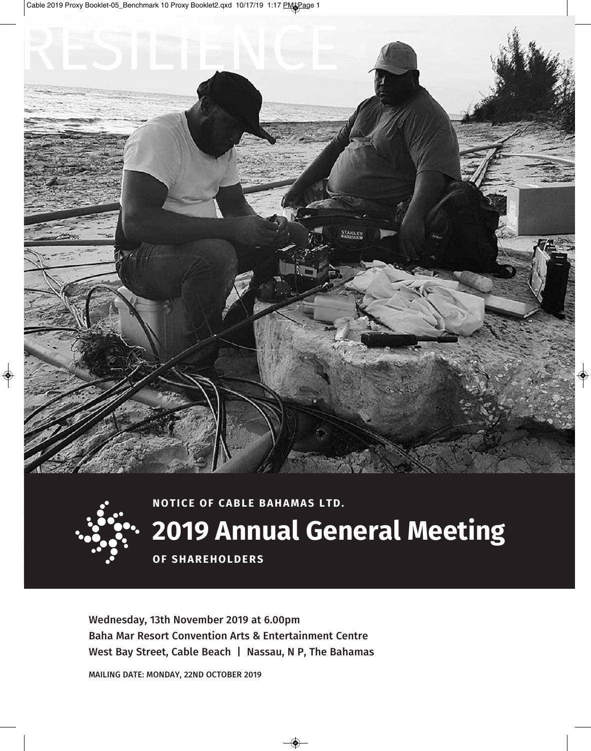RESILIENCE

**NOTICE OF CABLE BAHAMAS LTD.**

# 2019 Annual General Meeting

**OF SHAREHOLDERS**

Wednesday, 13th November 2019 at 6.00pm
Baha Mar Resort Convention Arts & Entertainment Centre
West Bay Street, Cable Beach | Nassau, N P, The Bahamas

MAILING DATE: MONDAY, 22ND OCTOBER 2019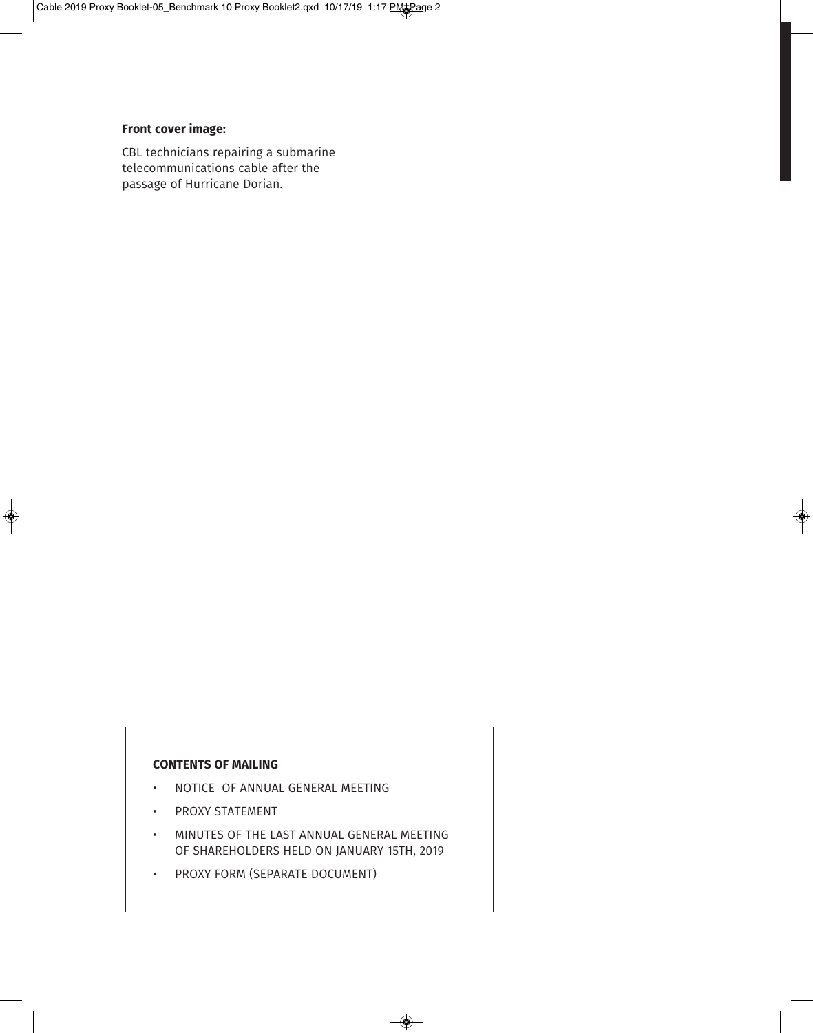**Front cover image:**

CBL technicians repairing a submarine telecommunications cable after the passage of Hurricane Dorian.

**CONTENTS OF MAILING**

- NOTICE OF ANNUAL GENERAL MEETING
- PROXY STATEMENT
- MINUTES OF THE LAST ANNUAL GENERAL MEETING OF SHAREHOLDERS HELD ON JANUARY 15TH, 2019
- PROXY FORM (SEPARATE DOCUMENT)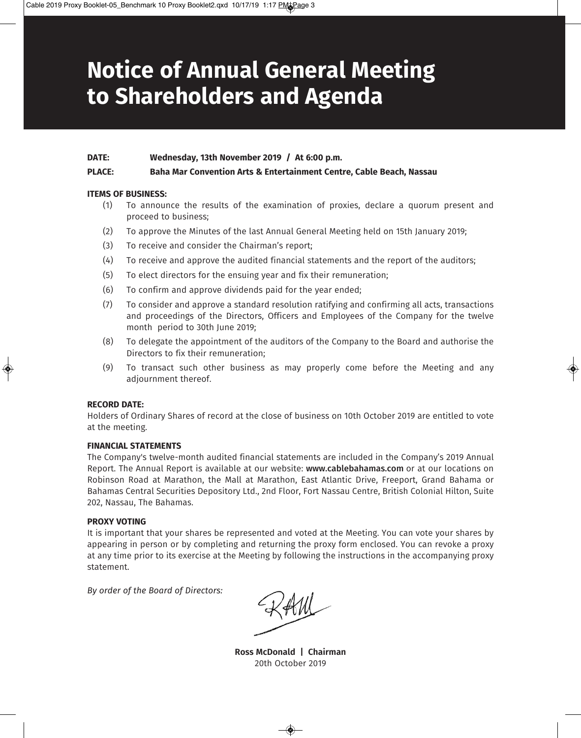# Notice of Annual General Meeting to Shareholders and Agenda

**DATE:** **Wednesday, 13th November 2019 / At 6:00 p.m.**

**PLACE:** **Baha Mar Convention Arts & Entertainment Centre, Cable Beach, Nassau**

**ITEMS OF BUSINESS:**

(1) To announce the results of the examination of proxies, declare a quorum present and proceed to business;

(2) To approve the Minutes of the last Annual General Meeting held on 15th January 2019;

(3) To receive and consider the Chairman's report;

(4) To receive and approve the audited financial statements and the report of the auditors;

(5) To elect directors for the ensuing year and fix their remuneration;

(6) To confirm and approve dividends paid for the year ended;

(7) To consider and approve a standard resolution ratifying and confirming all acts, transactions and proceedings of the Directors, Officers and Employees of the Company for the twelve month period to 30th June 2019;

(8) To delegate the appointment of the auditors of the Company to the Board and authorise the Directors to fix their remuneration;

(9) To transact such other business as may properly come before the Meeting and any adjournment thereof.

**RECORD DATE:**

Holders of Ordinary Shares of record at the close of business on 10th October 2019 are entitled to vote at the meeting.

**FINANCIAL STATEMENTS**

The Company's twelve-month audited financial statements are included in the Company's 2019 Annual Report. The Annual Report is available at our website: **www.cablebahamas.com** or at our locations on Robinson Road at Marathon, the Mall at Marathon, East Atlantic Drive, Freeport, Grand Bahama or Bahamas Central Securities Depository Ltd., 2nd Floor, Fort Nassau Centre, British Colonial Hilton, Suite 202, Nassau, The Bahamas.

**PROXY VOTING**

It is important that your shares be represented and voted at the Meeting. You can vote your shares by appearing in person or by completing and returning the proxy form enclosed. You can revoke a proxy at any time prior to its exercise at the Meeting by following the instructions in the accompanying proxy statement.

*By order of the Board of Directors:*

**Ross McDonald | Chairman**
20th October 2019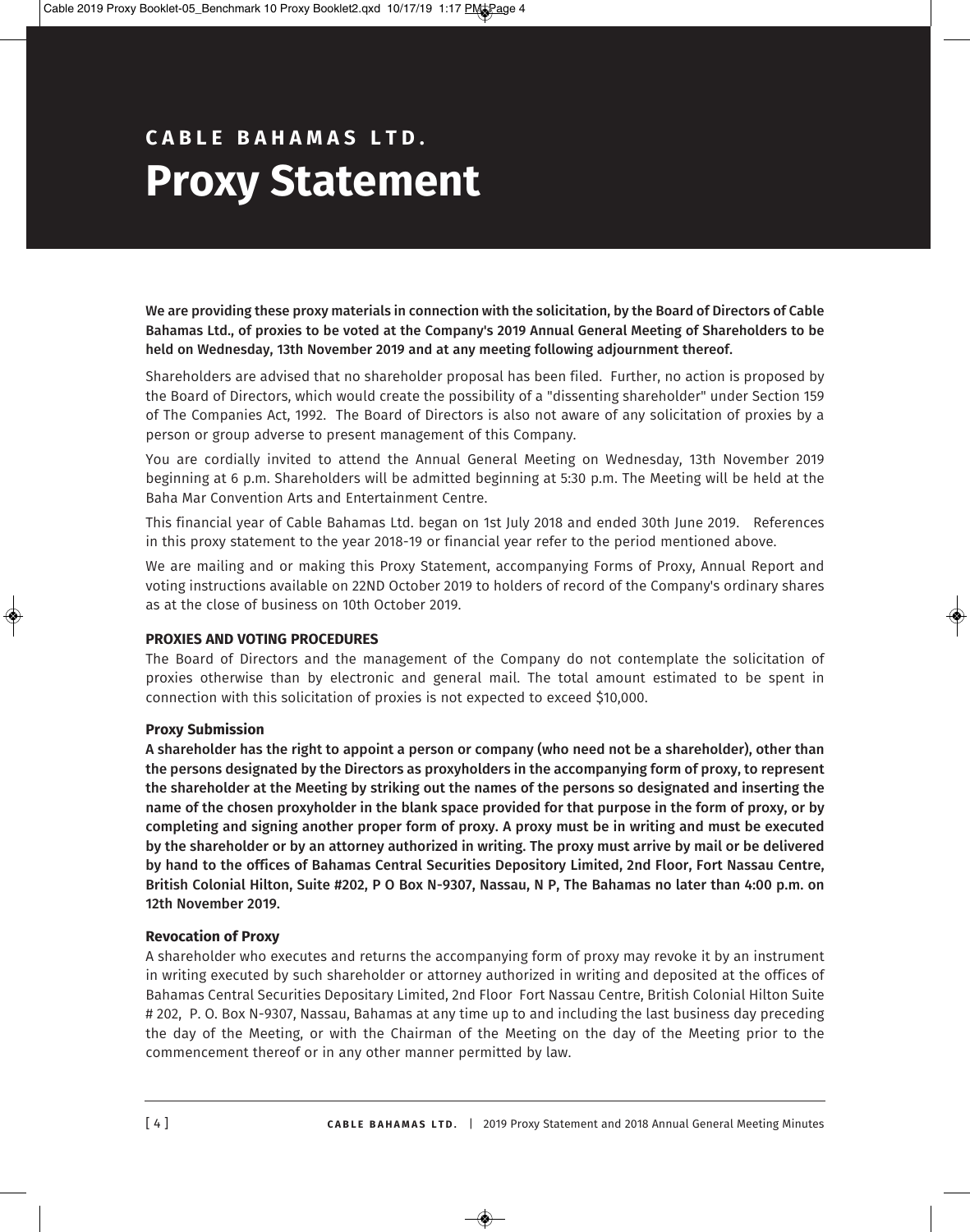# CABLE BAHAMAS LTD.

# Proxy Statement

**We are providing these proxy materials in connection with the solicitation, by the Board of Directors of Cable Bahamas Ltd., of proxies to be voted at the Company's 2019 Annual General Meeting of Shareholders to be held on Wednesday, 13th November 2019 and at any meeting following adjournment thereof.**

Shareholders are advised that no shareholder proposal has been filed. Further, no action is proposed by the Board of Directors, which would create the possibility of a "dissenting shareholder" under Section 159 of The Companies Act, 1992. The Board of Directors is also not aware of any solicitation of proxies by a person or group adverse to present management of this Company.

You are cordially invited to attend the Annual General Meeting on Wednesday, 13th November 2019 beginning at 6 p.m. Shareholders will be admitted beginning at 5:30 p.m. The Meeting will be held at the Baha Mar Convention Arts and Entertainment Centre.

This financial year of Cable Bahamas Ltd. began on 1st July 2018 and ended 30th June 2019. References in this proxy statement to the year 2018-19 or financial year refer to the period mentioned above.

We are mailing and or making this Proxy Statement, accompanying Forms of Proxy, Annual Report and voting instructions available on 22ND October 2019 to holders of record of the Company's ordinary shares as at the close of business on 10th October 2019.

## PROXIES AND VOTING PROCEDURES

The Board of Directors and the management of the Company do not contemplate the solicitation of proxies otherwise than by electronic and general mail. The total amount estimated to be spent in connection with this solicitation of proxies is not expected to exceed $10,000.

### Proxy Submission

**A shareholder has the right to appoint a person or company (who need not be a shareholder), other than the persons designated by the Directors as proxyholders in the accompanying form of proxy, to represent the shareholder at the Meeting by striking out the names of the persons so designated and inserting the name of the chosen proxyholder in the blank space provided for that purpose in the form of proxy, or by completing and signing another proper form of proxy. A proxy must be in writing and must be executed by the shareholder or by an attorney authorized in writing. The proxy must arrive by mail or be delivered by hand to the offices of Bahamas Central Securities Depository Limited, 2nd Floor, Fort Nassau Centre, British Colonial Hilton, Suite #202, P O Box N-9307, Nassau, N P, The Bahamas no later than 4:00 p.m. on 12th November 2019.**

### Revocation of Proxy

A shareholder who executes and returns the accompanying form of proxy may revoke it by an instrument in writing executed by such shareholder or attorney authorized in writing and deposited at the offices of Bahamas Central Securities Depositary Limited, 2nd Floor Fort Nassau Centre, British Colonial Hilton Suite # 202, P. O. Box N-9307, Nassau, Bahamas at any time up to and including the last business day preceding the day of the Meeting, or with the Chairman of the Meeting on the day of the Meeting prior to the commencement thereof or in any other manner permitted by law.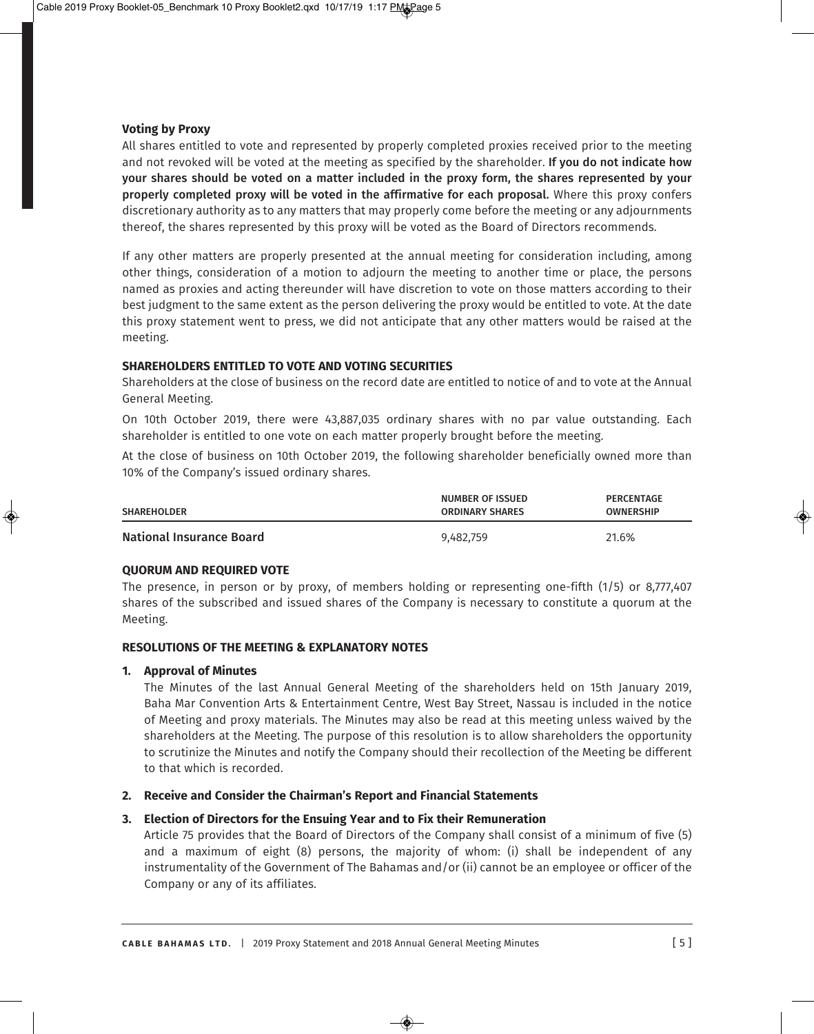**Voting by Proxy**

All shares entitled to vote and represented by properly completed proxies received prior to the meeting and not revoked will be voted at the meeting as specified by the shareholder. **If you do not indicate how your shares should be voted on a matter included in the proxy form, the shares represented by your properly completed proxy will be voted in the affirmative for each proposal.** Where this proxy confers discretionary authority as to any matters that may properly come before the meeting or any adjournments thereof, the shares represented by this proxy will be voted as the Board of Directors recommends.

If any other matters are properly presented at the annual meeting for consideration including, among other things, consideration of a motion to adjourn the meeting to another time or place, the persons named as proxies and acting thereunder will have discretion to vote on those matters according to their best judgment to the same extent as the person delivering the proxy would be entitled to vote. At the date this proxy statement went to press, we did not anticipate that any other matters would be raised at the meeting.

**SHAREHOLDERS ENTITLED TO VOTE AND VOTING SECURITIES**

Shareholders at the close of business on the record date are entitled to notice of and to vote at the Annual General Meeting.

On 10th October 2019, there were 43,887,035 ordinary shares with no par value outstanding. Each shareholder is entitled to one vote on each matter properly brought before the meeting.

At the close of business on 10th October 2019, the following shareholder beneficially owned more than 10% of the Company's issued ordinary shares.

| SHAREHOLDER | NUMBER OF ISSUED ORDINARY SHARES | PERCENTAGE OWNERSHIP |
|---|---|---|
| **National Insurance Board** | 9,482,759 | 21.6% |

**QUORUM AND REQUIRED VOTE**

The presence, in person or by proxy, of members holding or representing one-fifth (1/5) or 8,777,407 shares of the subscribed and issued shares of the Company is necessary to constitute a quorum at the Meeting.

**RESOLUTIONS OF THE MEETING & EXPLANATORY NOTES**

1. **Approval of Minutes**

   The Minutes of the last Annual General Meeting of the shareholders held on 15th January 2019, Baha Mar Convention Arts & Entertainment Centre, West Bay Street, Nassau is included in the notice of Meeting and proxy materials. The Minutes may also be read at this meeting unless waived by the shareholders at the Meeting. The purpose of this resolution is to allow shareholders the opportunity to scrutinize the Minutes and notify the Company should their recollection of the Meeting be different to that which is recorded.

2. **Receive and Consider the Chairman's Report and Financial Statements**

3. **Election of Directors for the Ensuing Year and to Fix their Remuneration**

   Article 75 provides that the Board of Directors of the Company shall consist of a minimum of five (5) and a maximum of eight (8) persons, the majority of whom: (i) shall be independent of any instrumentality of the Government of The Bahamas and/or (ii) cannot be an employee or officer of the Company or any of its affiliates.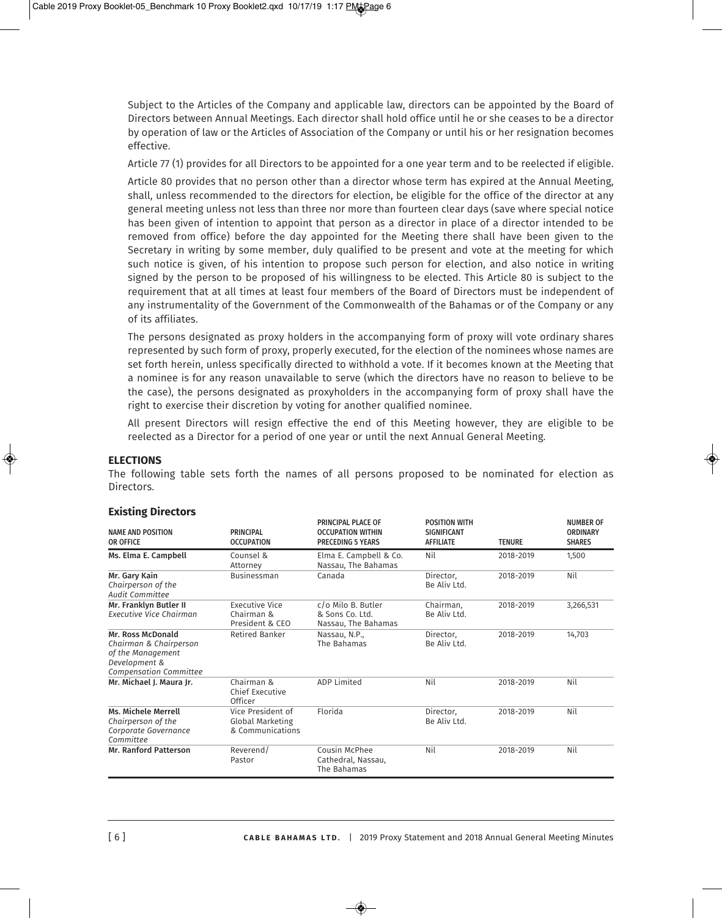Subject to the Articles of the Company and applicable law, directors can be appointed by the Board of Directors between Annual Meetings. Each director shall hold office until he or she ceases to be a director by operation of law or the Articles of Association of the Company or until his or her resignation becomes effective.

Article 77 (1) provides for all Directors to be appointed for a one year term and to be reelected if eligible.

Article 80 provides that no person other than a director whose term has expired at the Annual Meeting, shall, unless recommended to the directors for election, be eligible for the office of the director at any general meeting unless not less than three nor more than fourteen clear days (save where special notice has been given of intention to appoint that person as a director in place of a director intended to be removed from office) before the day appointed for the Meeting there shall have been given to the Secretary in writing by some member, duly qualified to be present and vote at the meeting for which such notice is given, of his intention to propose such person for election, and also notice in writing signed by the person to be proposed of his willingness to be elected. This Article 80 is subject to the requirement that at all times at least four members of the Board of Directors must be independent of any instrumentality of the Government of the Commonwealth of the Bahamas or of the Company or any of its affiliates.

The persons designated as proxy holders in the accompanying form of proxy will vote ordinary shares represented by such form of proxy, properly executed, for the election of the nominees whose names are set forth herein, unless specifically directed to withhold a vote. If it becomes known at the Meeting that a nominee is for any reason unavailable to serve (which the directors have no reason to believe to be the case), the persons designated as proxyholders in the accompanying form of proxy shall have the right to exercise their discretion by voting for another qualified nominee.

All present Directors will resign effective the end of this Meeting however, they are eligible to be reelected as a Director for a period of one year or until the next Annual General Meeting.

## ELECTIONS

The following table sets forth the names of all persons proposed to be nominated for election as Directors.

### Existing Directors

| NAME AND POSITION OR OFFICE | PRINCIPAL OCCUPATION | PRINCIPAL PLACE OF OCCUPATION WITHIN PRECEDING 5 YEARS | POSITION WITH SIGNIFICANT AFFILIATE | TENURE | NUMBER OF ORDINARY SHARES |
|---|---|---|---|---|---|
| **Ms. Elma E. Campbell** | Counsel & Attorney | Elma E. Campbell & Co. Nassau, The Bahamas | Nil | 2018-2019 | 1,500 |
| **Mr. Gary Kain** *Chairperson of the Audit Committee* | Businessman | Canada | Director, Be Aliv Ltd. | 2018-2019 | Nil |
| **Mr. Franklyn Butler II** *Executive Vice Chairman* | Executive Vice Chairman & President & CEO | c/o Milo B. Butler & Sons Co. Ltd. Nassau, The Bahamas | Chairman, Be Aliv Ltd. | 2018-2019 | 3,266,531 |
| **Mr. Ross McDonald** *Chairman & Chairperson of the Management Development & Compensation Committee* | Retired Banker | Nassau, N.P., The Bahamas | Director, Be Aliv Ltd. | 2018-2019 | 14,703 |
| **Mr. Michael J. Maura Jr.** | Chairman & Chief Executive Officer | ADP Limited | Nil | 2018-2019 | Nil |
| **Ms. Michele Merrell** *Chairperson of the Corporate Governance Committee* | Vice President of Global Marketing & Communications | Florida | Director, Be Aliv Ltd. | 2018-2019 | Nil |
| **Mr. Ranford Patterson** | Reverend/ Pastor | Cousin McPhee Cathedral, Nassau, The Bahamas | Nil | 2018-2019 | Nil |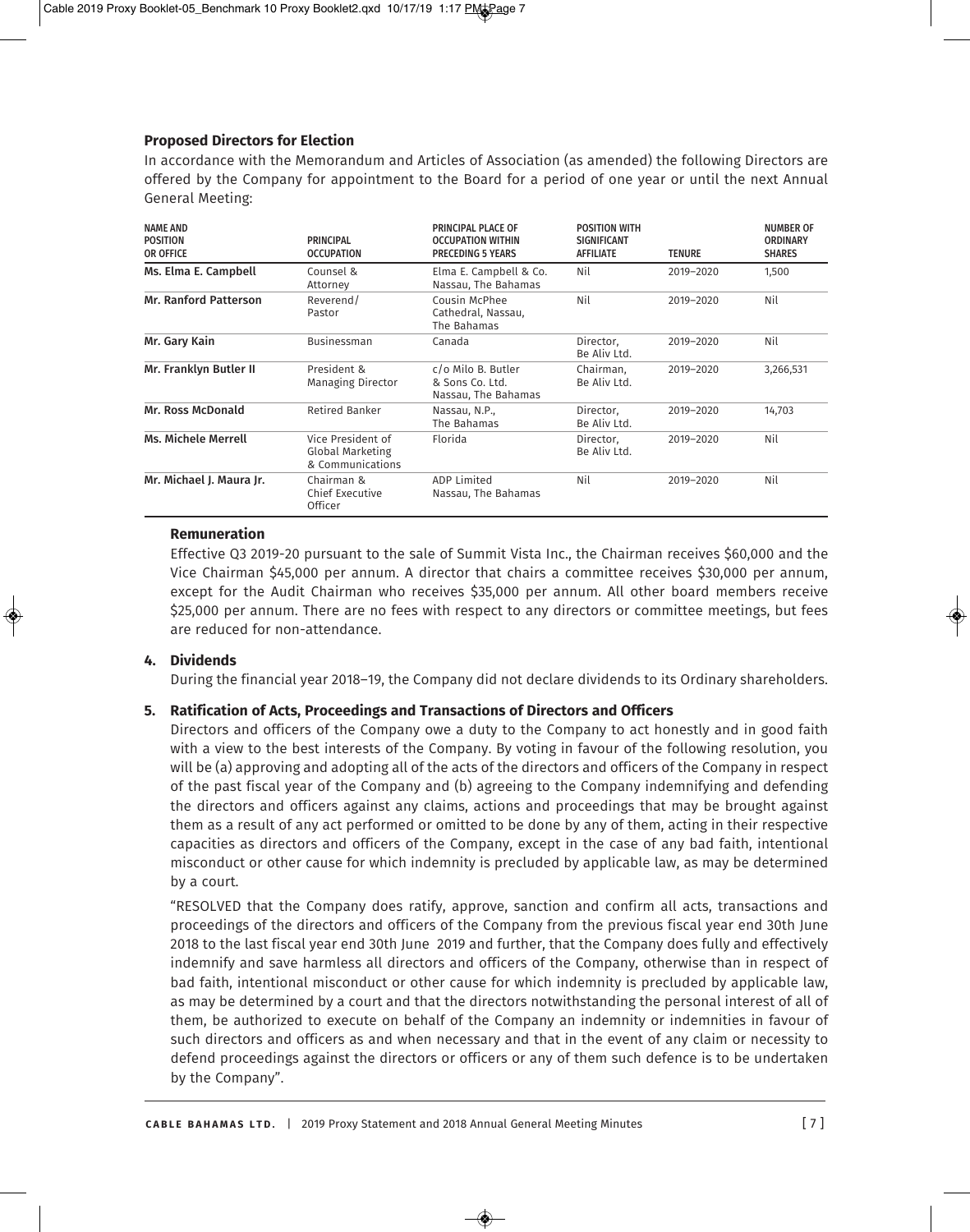### Proposed Directors for Election

In accordance with the Memorandum and Articles of Association (as amended) the following Directors are offered by the Company for appointment to the Board for a period of one year or until the next Annual General Meeting:

| NAME AND POSITION OR OFFICE | PRINCIPAL OCCUPATION | PRINCIPAL PLACE OF OCCUPATION WITHIN PRECEDING 5 YEARS | POSITION WITH SIGNIFICANT AFFILIATE | TENURE | NUMBER OF ORDINARY SHARES |
|---|---|---|---|---|---|
| **Ms. Elma E. Campbell** | Counsel & Attorney | Elma E. Campbell & Co. Nassau, The Bahamas | Nil | 2019–2020 | 1,500 |
| **Mr. Ranford Patterson** | Reverend/ Pastor | Cousin McPhee Cathedral, Nassau, The Bahamas | Nil | 2019–2020 | Nil |
| **Mr. Gary Kain** | Businessman | Canada | Director, Be Aliv Ltd. | 2019–2020 | Nil |
| **Mr. Franklyn Butler II** | President & Managing Director | c/o Milo B. Butler & Sons Co. Ltd. Nassau, The Bahamas | Chairman, Be Aliv Ltd. | 2019–2020 | 3,266,531 |
| **Mr. Ross McDonald** | Retired Banker | Nassau, N.P., The Bahamas | Director, Be Aliv Ltd. | 2019–2020 | 14,703 |
| **Ms. Michele Merrell** | Vice President of Global Marketing & Communications | Florida | Director, Be Aliv Ltd. | 2019–2020 | Nil |
| **Mr. Michael J. Maura Jr.** | Chairman & Chief Executive Officer | ADP Limited Nassau, The Bahamas | Nil | 2019–2020 | Nil |

### Remuneration

Effective Q3 2019-20 pursuant to the sale of Summit Vista Inc., the Chairman receives $60,000 and the Vice Chairman $45,000 per annum. A director that chairs a committee receives $30,000 per annum, except for the Audit Chairman who receives $35,000 per annum. All other board members receive $25,000 per annum. There are no fees with respect to any directors or committee meetings, but fees are reduced for non-attendance.

### 4. Dividends

During the financial year 2018–19, the Company did not declare dividends to its Ordinary shareholders.

### 5. Ratification of Acts, Proceedings and Transactions of Directors and Officers

Directors and officers of the Company owe a duty to the Company to act honestly and in good faith with a view to the best interests of the Company. By voting in favour of the following resolution, you will be (a) approving and adopting all of the acts of the directors and officers of the Company in respect of the past fiscal year of the Company and (b) agreeing to the Company indemnifying and defending the directors and officers against any claims, actions and proceedings that may be brought against them as a result of any act performed or omitted to be done by any of them, acting in their respective capacities as directors and officers of the Company, except in the case of any bad faith, intentional misconduct or other cause for which indemnity is precluded by applicable law, as may be determined by a court.

"RESOLVED that the Company does ratify, approve, sanction and confirm all acts, transactions and proceedings of the directors and officers of the Company from the previous fiscal year end 30th June 2018 to the last fiscal year end 30th June 2019 and further, that the Company does fully and effectively indemnify and save harmless all directors and officers of the Company, otherwise than in respect of bad faith, intentional misconduct or other cause for which indemnity is precluded by applicable law, as may be determined by a court and that the directors notwithstanding the personal interest of all of them, be authorized to execute on behalf of the Company an indemnity or indemnities in favour of such directors and officers as and when necessary and that in the event of any claim or necessity to defend proceedings against the directors or officers or any of them such defence is to be undertaken by the Company".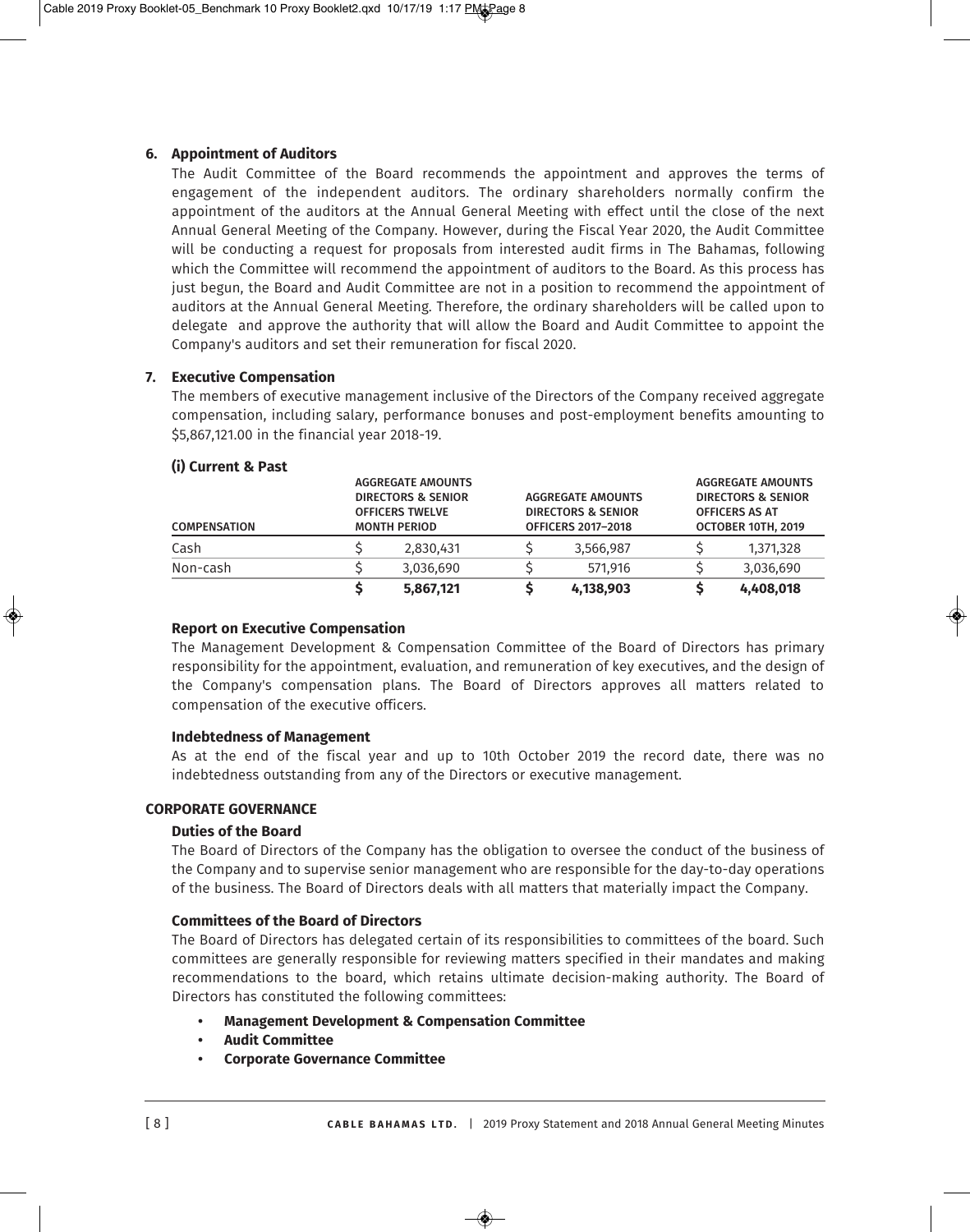### 6. Appointment of Auditors

The Audit Committee of the Board recommends the appointment and approves the terms of engagement of the independent auditors. The ordinary shareholders normally confirm the appointment of the auditors at the Annual General Meeting with effect until the close of the next Annual General Meeting of the Company. However, during the Fiscal Year 2020, the Audit Committee will be conducting a request for proposals from interested audit firms in The Bahamas, following which the Committee will recommend the appointment of auditors to the Board. As this process has just begun, the Board and Audit Committee are not in a position to recommend the appointment of auditors at the Annual General Meeting. Therefore, the ordinary shareholders will be called upon to delegate and approve the authority that will allow the Board and Audit Committee to appoint the Company's auditors and set their remuneration for fiscal 2020.

### 7. Executive Compensation

The members of executive management inclusive of the Directors of the Company received aggregate compensation, including salary, performance bonuses and post-employment benefits amounting to $5,867,121.00 in the financial year 2018-19.

#### (i) Current & Past

| COMPENSATION | AGGREGATE AMOUNTS DIRECTORS & SENIOR OFFICERS TWELVE MONTH PERIOD | AGGREGATE AMOUNTS DIRECTORS & SENIOR OFFICERS 2017–2018 | AGGREGATE AMOUNTS DIRECTORS & SENIOR OFFICERS AS AT OCTOBER 10TH, 2019 |
|---|---|---|---|
| Cash | $ 2,830,431 | $ 3,566,987 | $ 1,371,328 |
| Non-cash | $ 3,036,690 | $ 571,916 | $ 3,036,690 |
| | **$ 5,867,121** | **$ 4,138,903** | **$ 4,408,018** |

**Report on Executive Compensation**

The Management Development & Compensation Committee of the Board of Directors has primary responsibility for the appointment, evaluation, and remuneration of key executives, and the design of the Company's compensation plans. The Board of Directors approves all matters related to compensation of the executive officers.

**Indebtedness of Management**

As at the end of the fiscal year and up to 10th October 2019 the record date, there was no indebtedness outstanding from any of the Directors or executive management.

## CORPORATE GOVERNANCE

**Duties of the Board**

The Board of Directors of the Company has the obligation to oversee the conduct of the business of the Company and to supervise senior management who are responsible for the day-to-day operations of the business. The Board of Directors deals with all matters that materially impact the Company.

**Committees of the Board of Directors**

The Board of Directors has delegated certain of its responsibilities to committees of the board. Such committees are generally responsible for reviewing matters specified in their mandates and making recommendations to the board, which retains ultimate decision-making authority. The Board of Directors has constituted the following committees:

- **Management Development & Compensation Committee**
- **Audit Committee**
- **Corporate Governance Committee**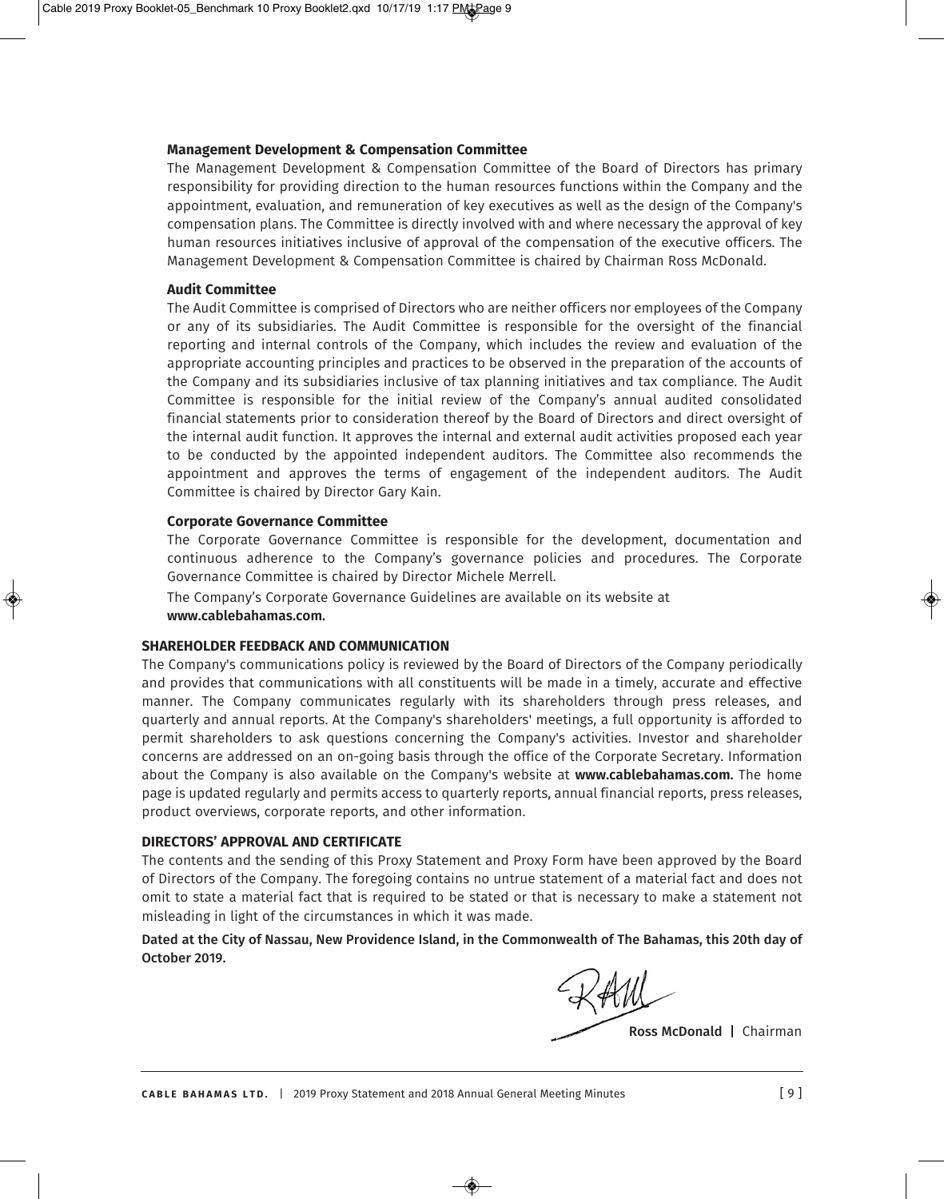### Management Development & Compensation Committee

The Management Development & Compensation Committee of the Board of Directors has primary responsibility for providing direction to the human resources functions within the Company and the appointment, evaluation, and remuneration of key executives as well as the design of the Company's compensation plans. The Committee is directly involved with and where necessary the approval of key human resources initiatives inclusive of approval of the compensation of the executive officers. The Management Development & Compensation Committee is chaired by Chairman Ross McDonald.

### Audit Committee

The Audit Committee is comprised of Directors who are neither officers nor employees of the Company or any of its subsidiaries. The Audit Committee is responsible for the oversight of the financial reporting and internal controls of the Company, which includes the review and evaluation of the appropriate accounting principles and practices to be observed in the preparation of the accounts of the Company and its subsidiaries inclusive of tax planning initiatives and tax compliance. The Audit Committee is responsible for the initial review of the Company's annual audited consolidated financial statements prior to consideration thereof by the Board of Directors and direct oversight of the internal audit function. It approves the internal and external audit activities proposed each year to be conducted by the appointed independent auditors. The Committee also recommends the appointment and approves the terms of engagement of the independent auditors. The Audit Committee is chaired by Director Gary Kain.

### Corporate Governance Committee

The Corporate Governance Committee is responsible for the development, documentation and continuous adherence to the Company's governance policies and procedures. The Corporate Governance Committee is chaired by Director Michele Merrell.

The Company's Corporate Governance Guidelines are available on its website at **www.cablebahamas.com.**

## SHAREHOLDER FEEDBACK AND COMMUNICATION

The Company's communications policy is reviewed by the Board of Directors of the Company periodically and provides that communications with all constituents will be made in a timely, accurate and effective manner. The Company communicates regularly with its shareholders through press releases, and quarterly and annual reports. At the Company's shareholders' meetings, a full opportunity is afforded to permit shareholders to ask questions concerning the Company's activities. Investor and shareholder concerns are addressed on an on-going basis through the office of the Corporate Secretary. Information about the Company is also available on the Company's website at **www.cablebahamas.com.** The home page is updated regularly and permits access to quarterly reports, annual financial reports, press releases, product overviews, corporate reports, and other information.

## DIRECTORS' APPROVAL AND CERTIFICATE

The contents and the sending of this Proxy Statement and Proxy Form have been approved by the Board of Directors of the Company. The foregoing contains no untrue statement of a material fact and does not omit to state a material fact that is required to be stated or that is necessary to make a statement not misleading in light of the circumstances in which it was made.

**Dated at the City of Nassau, New Providence Island, in the Commonwealth of The Bahamas, this 20th day of October 2019.**

**Ross McDonald** | Chairman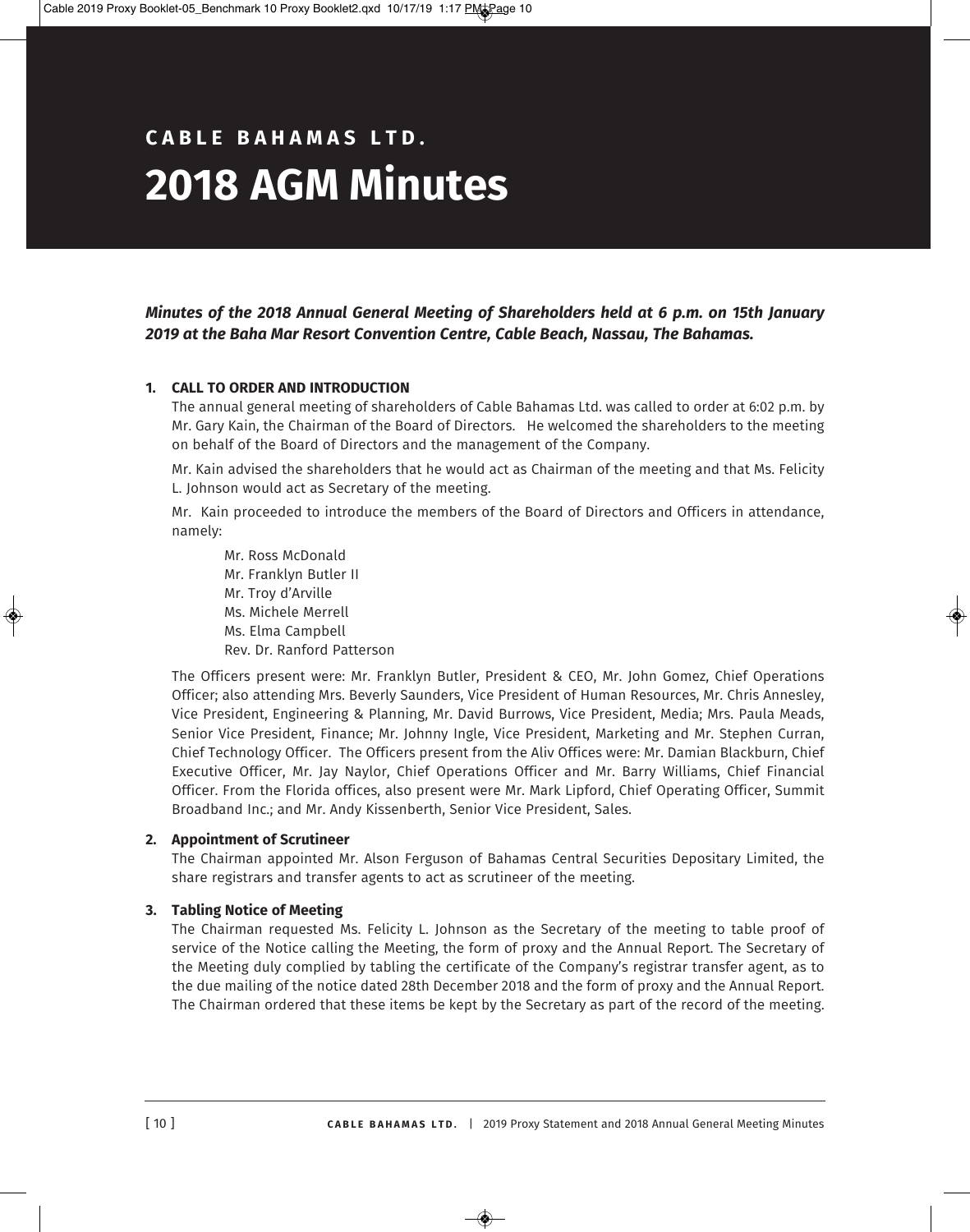**CABLE BAHAMAS LTD.**

# 2018 AGM Minutes

***Minutes of the 2018 Annual General Meeting of Shareholders held at 6 p.m. on 15th January 2019 at the Baha Mar Resort Convention Centre, Cable Beach, Nassau, The Bahamas.***

**1. CALL TO ORDER AND INTRODUCTION**

The annual general meeting of shareholders of Cable Bahamas Ltd. was called to order at 6:02 p.m. by Mr. Gary Kain, the Chairman of the Board of Directors. He welcomed the shareholders to the meeting on behalf of the Board of Directors and the management of the Company.

Mr. Kain advised the shareholders that he would act as Chairman of the meeting and that Ms. Felicity L. Johnson would act as Secretary of the meeting.

Mr. Kain proceeded to introduce the members of the Board of Directors and Officers in attendance, namely:

Mr. Ross McDonald
Mr. Franklyn Butler II
Mr. Troy d'Arville
Ms. Michele Merrell
Ms. Elma Campbell
Rev. Dr. Ranford Patterson

The Officers present were: Mr. Franklyn Butler, President & CEO, Mr. John Gomez, Chief Operations Officer; also attending Mrs. Beverly Saunders, Vice President of Human Resources, Mr. Chris Annesley, Vice President, Engineering & Planning, Mr. David Burrows, Vice President, Media; Mrs. Paula Meads, Senior Vice President, Finance; Mr. Johnny Ingle, Vice President, Marketing and Mr. Stephen Curran, Chief Technology Officer. The Officers present from the Aliv Offices were: Mr. Damian Blackburn, Chief Executive Officer, Mr. Jay Naylor, Chief Operations Officer and Mr. Barry Williams, Chief Financial Officer. From the Florida offices, also present were Mr. Mark Lipford, Chief Operating Officer, Summit Broadband Inc.; and Mr. Andy Kissenberth, Senior Vice President, Sales.

**2. Appointment of Scrutineer**

The Chairman appointed Mr. Alson Ferguson of Bahamas Central Securities Depositary Limited, the share registrars and transfer agents to act as scrutineer of the meeting.

**3. Tabling Notice of Meeting**

The Chairman requested Ms. Felicity L. Johnson as the Secretary of the meeting to table proof of service of the Notice calling the Meeting, the form of proxy and the Annual Report. The Secretary of the Meeting duly complied by tabling the certificate of the Company's registrar transfer agent, as to the due mailing of the notice dated 28th December 2018 and the form of proxy and the Annual Report. The Chairman ordered that these items be kept by the Secretary as part of the record of the meeting.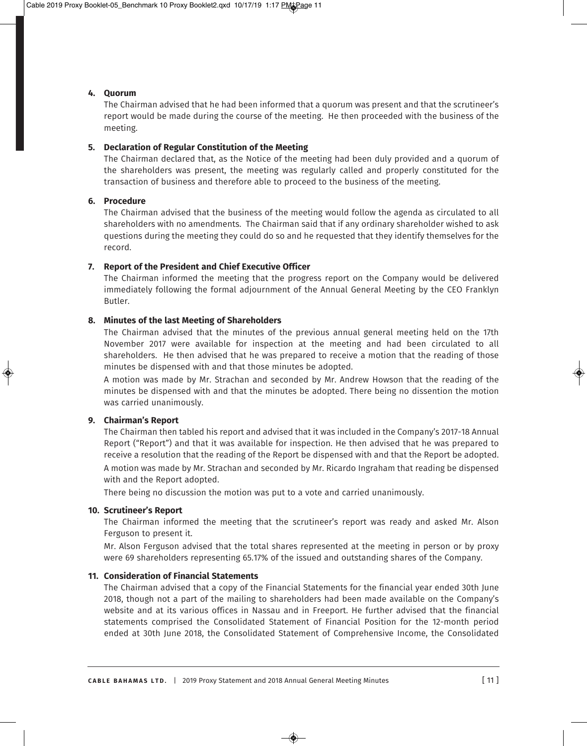**4. Quorum**

The Chairman advised that he had been informed that a quorum was present and that the scrutineer's report would be made during the course of the meeting. He then proceeded with the business of the meeting.

**5. Declaration of Regular Constitution of the Meeting**

The Chairman declared that, as the Notice of the meeting had been duly provided and a quorum of the shareholders was present, the meeting was regularly called and properly constituted for the transaction of business and therefore able to proceed to the business of the meeting.

**6. Procedure**

The Chairman advised that the business of the meeting would follow the agenda as circulated to all shareholders with no amendments. The Chairman said that if any ordinary shareholder wished to ask questions during the meeting they could do so and he requested that they identify themselves for the record.

**7. Report of the President and Chief Executive Officer**

The Chairman informed the meeting that the progress report on the Company would be delivered immediately following the formal adjournment of the Annual General Meeting by the CEO Franklyn Butler.

**8. Minutes of the last Meeting of Shareholders**

The Chairman advised that the minutes of the previous annual general meeting held on the 17th November 2017 were available for inspection at the meeting and had been circulated to all shareholders. He then advised that he was prepared to receive a motion that the reading of those minutes be dispensed with and that those minutes be adopted.

A motion was made by Mr. Strachan and seconded by Mr. Andrew Howson that the reading of the minutes be dispensed with and that the minutes be adopted. There being no dissention the motion was carried unanimously.

**9. Chairman's Report**

The Chairman then tabled his report and advised that it was included in the Company's 2017-18 Annual Report ("Report") and that it was available for inspection. He then advised that he was prepared to receive a resolution that the reading of the Report be dispensed with and that the Report be adopted.

A motion was made by Mr. Strachan and seconded by Mr. Ricardo Ingraham that reading be dispensed with and the Report adopted.

There being no discussion the motion was put to a vote and carried unanimously.

**10. Scrutineer's Report**

The Chairman informed the meeting that the scrutineer's report was ready and asked Mr. Alson Ferguson to present it.

Mr. Alson Ferguson advised that the total shares represented at the meeting in person or by proxy were 69 shareholders representing 65.17% of the issued and outstanding shares of the Company.

**11. Consideration of Financial Statements**

The Chairman advised that a copy of the Financial Statements for the financial year ended 30th June 2018, though not a part of the mailing to shareholders had been made available on the Company's website and at its various offices in Nassau and in Freeport. He further advised that the financial statements comprised the Consolidated Statement of Financial Position for the 12-month period ended at 30th June 2018, the Consolidated Statement of Comprehensive Income, the Consolidated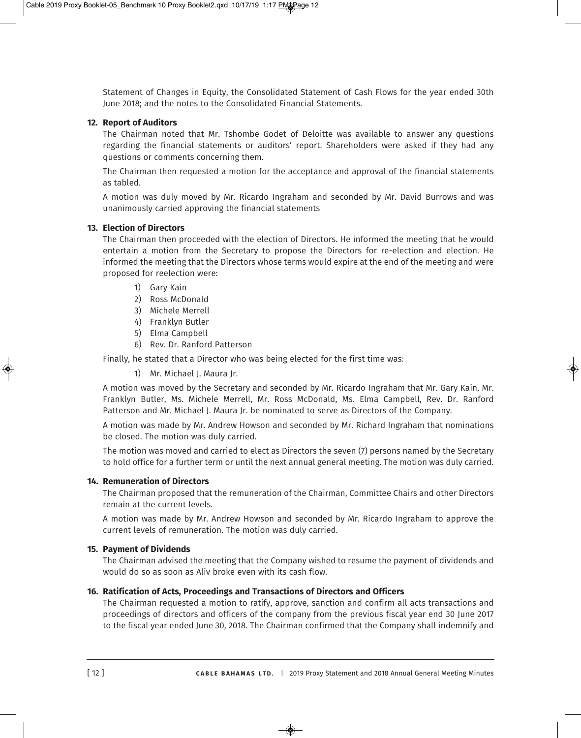Statement of Changes in Equity, the Consolidated Statement of Cash Flows for the year ended 30th June 2018; and the notes to the Consolidated Financial Statements.

**12. Report of Auditors**

The Chairman noted that Mr. Tshombe Godet of Deloitte was available to answer any questions regarding the financial statements or auditors' report. Shareholders were asked if they had any questions or comments concerning them.

The Chairman then requested a motion for the acceptance and approval of the financial statements as tabled.

A motion was duly moved by Mr. Ricardo Ingraham and seconded by Mr. David Burrows and was unanimously carried approving the financial statements

**13. Election of Directors**

The Chairman then proceeded with the election of Directors. He informed the meeting that he would entertain a motion from the Secretary to propose the Directors for re-election and election. He informed the meeting that the Directors whose terms would expire at the end of the meeting and were proposed for reelection were:

1) Gary Kain
2) Ross McDonald
3) Michele Merrell
4) Franklyn Butler
5) Elma Campbell
6) Rev. Dr. Ranford Patterson

Finally, he stated that a Director who was being elected for the first time was:

1) Mr. Michael J. Maura Jr.

A motion was moved by the Secretary and seconded by Mr. Ricardo Ingraham that Mr. Gary Kain, Mr. Franklyn Butler, Ms. Michele Merrell, Mr. Ross McDonald, Ms. Elma Campbell, Rev. Dr. Ranford Patterson and Mr. Michael J. Maura Jr. be nominated to serve as Directors of the Company.

A motion was made by Mr. Andrew Howson and seconded by Mr. Richard Ingraham that nominations be closed. The motion was duly carried.

The motion was moved and carried to elect as Directors the seven (7) persons named by the Secretary to hold office for a further term or until the next annual general meeting. The motion was duly carried.

**14. Remuneration of Directors**

The Chairman proposed that the remuneration of the Chairman, Committee Chairs and other Directors remain at the current levels.

A motion was made by Mr. Andrew Howson and seconded by Mr. Ricardo Ingraham to approve the current levels of remuneration. The motion was duly carried.

**15. Payment of Dividends**

The Chairman advised the meeting that the Company wished to resume the payment of dividends and would do so as soon as Aliv broke even with its cash flow.

**16. Ratification of Acts, Proceedings and Transactions of Directors and Officers**

The Chairman requested a motion to ratify, approve, sanction and confirm all acts transactions and proceedings of directors and officers of the company from the previous fiscal year end 30 June 2017 to the fiscal year ended June 30, 2018. The Chairman confirmed that the Company shall indemnify and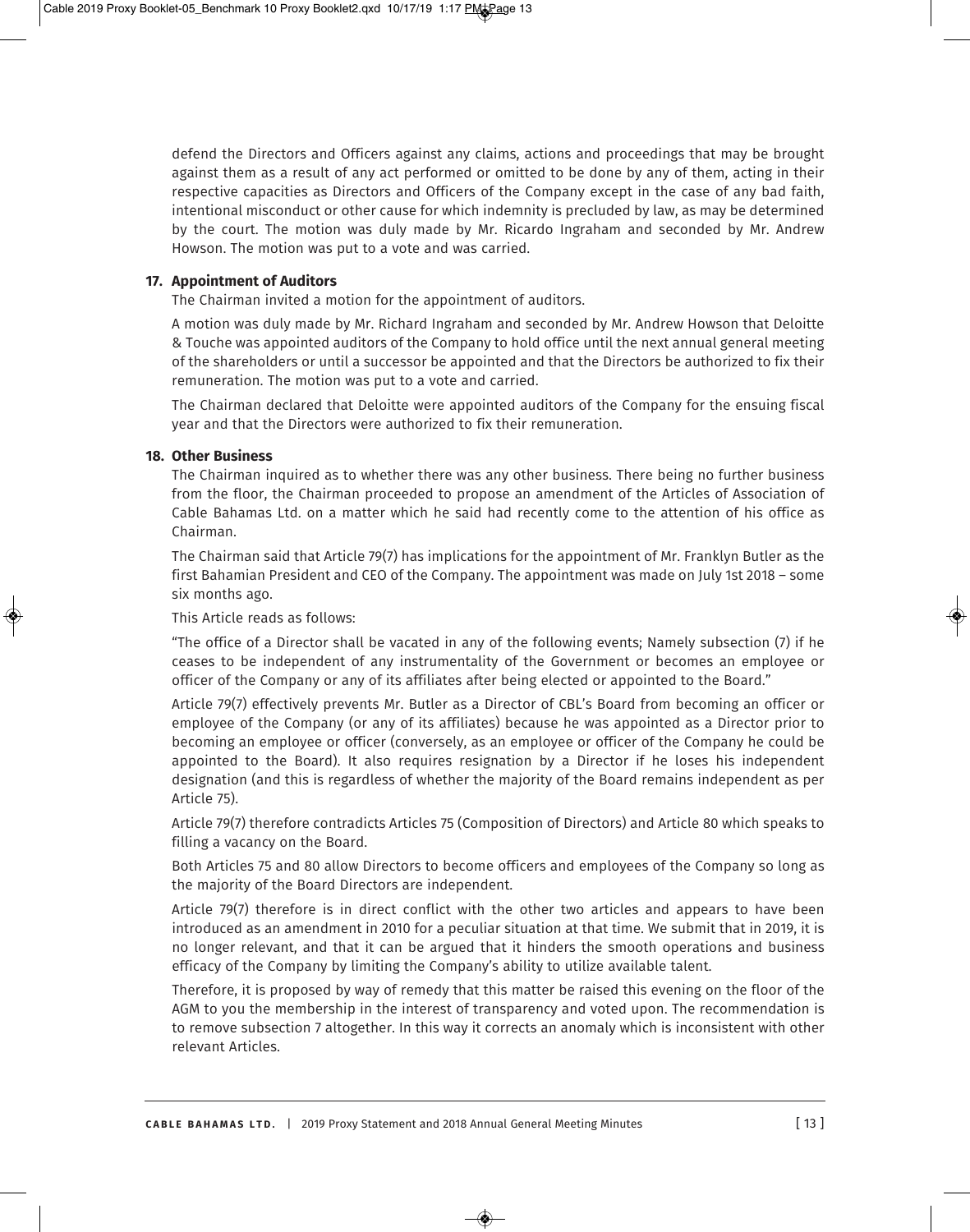defend the Directors and Officers against any claims, actions and proceedings that may be brought against them as a result of any act performed or omitted to be done by any of them, acting in their respective capacities as Directors and Officers of the Company except in the case of any bad faith, intentional misconduct or other cause for which indemnity is precluded by law, as may be determined by the court. The motion was duly made by Mr. Ricardo Ingraham and seconded by Mr. Andrew Howson. The motion was put to a vote and was carried.

**17. Appointment of Auditors**

The Chairman invited a motion for the appointment of auditors.

A motion was duly made by Mr. Richard Ingraham and seconded by Mr. Andrew Howson that Deloitte & Touche was appointed auditors of the Company to hold office until the next annual general meeting of the shareholders or until a successor be appointed and that the Directors be authorized to fix their remuneration. The motion was put to a vote and carried.

The Chairman declared that Deloitte were appointed auditors of the Company for the ensuing fiscal year and that the Directors were authorized to fix their remuneration.

**18. Other Business**

The Chairman inquired as to whether there was any other business. There being no further business from the floor, the Chairman proceeded to propose an amendment of the Articles of Association of Cable Bahamas Ltd. on a matter which he said had recently come to the attention of his office as Chairman.

The Chairman said that Article 79(7) has implications for the appointment of Mr. Franklyn Butler as the first Bahamian President and CEO of the Company. The appointment was made on July 1st 2018 – some six months ago.

This Article reads as follows:

"The office of a Director shall be vacated in any of the following events; Namely subsection (7) if he ceases to be independent of any instrumentality of the Government or becomes an employee or officer of the Company or any of its affiliates after being elected or appointed to the Board."

Article 79(7) effectively prevents Mr. Butler as a Director of CBL's Board from becoming an officer or employee of the Company (or any of its affiliates) because he was appointed as a Director prior to becoming an employee or officer (conversely, as an employee or officer of the Company he could be appointed to the Board). It also requires resignation by a Director if he loses his independent designation (and this is regardless of whether the majority of the Board remains independent as per Article 75).

Article 79(7) therefore contradicts Articles 75 (Composition of Directors) and Article 80 which speaks to filling a vacancy on the Board.

Both Articles 75 and 80 allow Directors to become officers and employees of the Company so long as the majority of the Board Directors are independent.

Article 79(7) therefore is in direct conflict with the other two articles and appears to have been introduced as an amendment in 2010 for a peculiar situation at that time. We submit that in 2019, it is no longer relevant, and that it can be argued that it hinders the smooth operations and business efficacy of the Company by limiting the Company's ability to utilize available talent.

Therefore, it is proposed by way of remedy that this matter be raised this evening on the floor of the AGM to you the membership in the interest of transparency and voted upon. The recommendation is to remove subsection 7 altogether. In this way it corrects an anomaly which is inconsistent with other relevant Articles.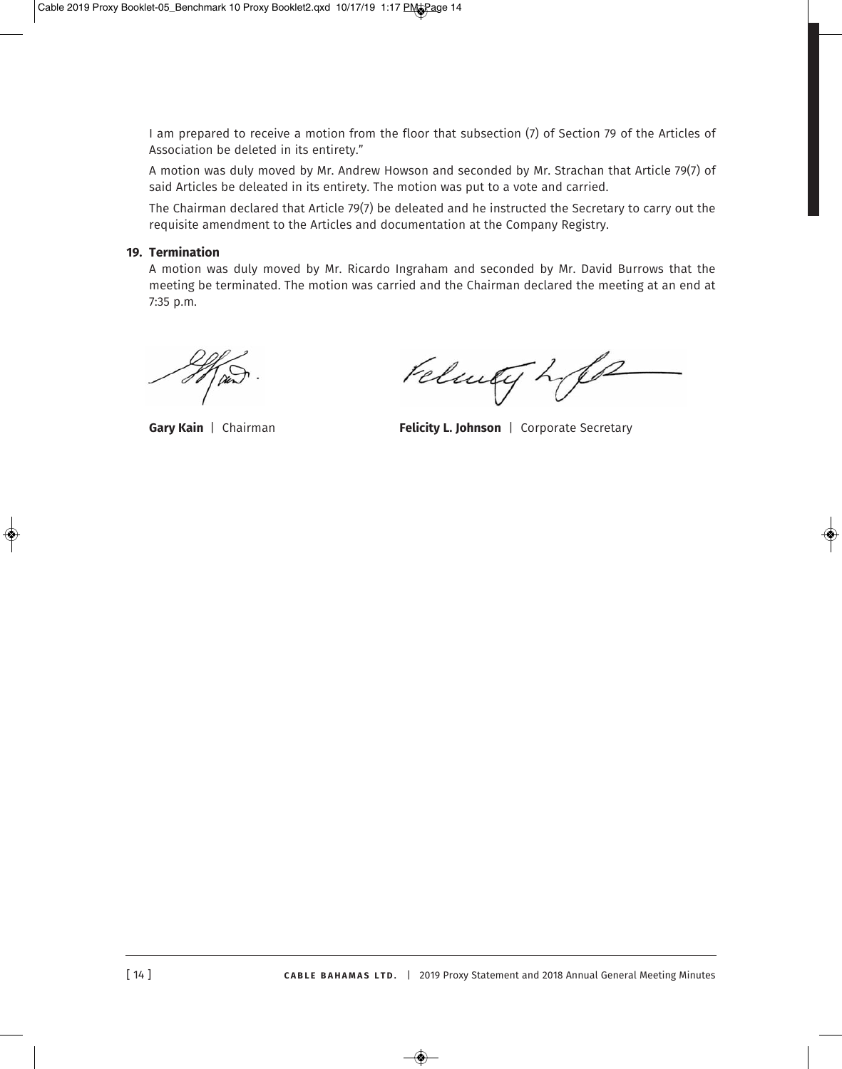I am prepared to receive a motion from the floor that subsection (7) of Section 79 of the Articles of Association be deleted in its entirety."

A motion was duly moved by Mr. Andrew Howson and seconded by Mr. Strachan that Article 79(7) of said Articles be deleated in its entirety. The motion was put to a vote and carried.

The Chairman declared that Article 79(7) be deleated and he instructed the Secretary to carry out the requisite amendment to the Articles and documentation at the Company Registry.

**19. Termination**

A motion was duly moved by Mr. Ricardo Ingraham and seconded by Mr. David Burrows that the meeting be terminated. The motion was carried and the Chairman declared the meeting at an end at 7:35 p.m.

**Gary Kain** | Chairman

**Felicity L. Johnson** | Corporate Secretary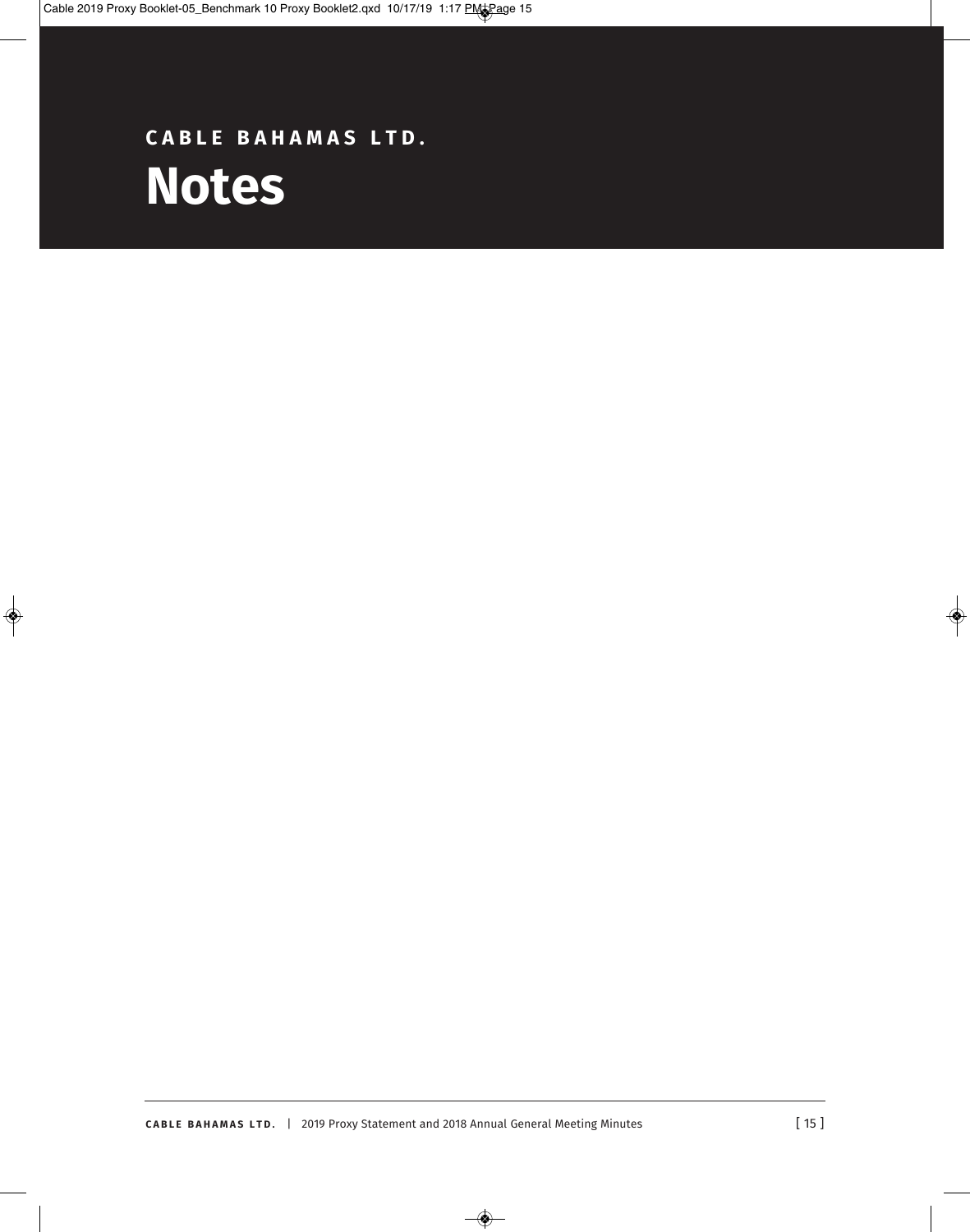CABLE BAHAMAS LTD.

# Notes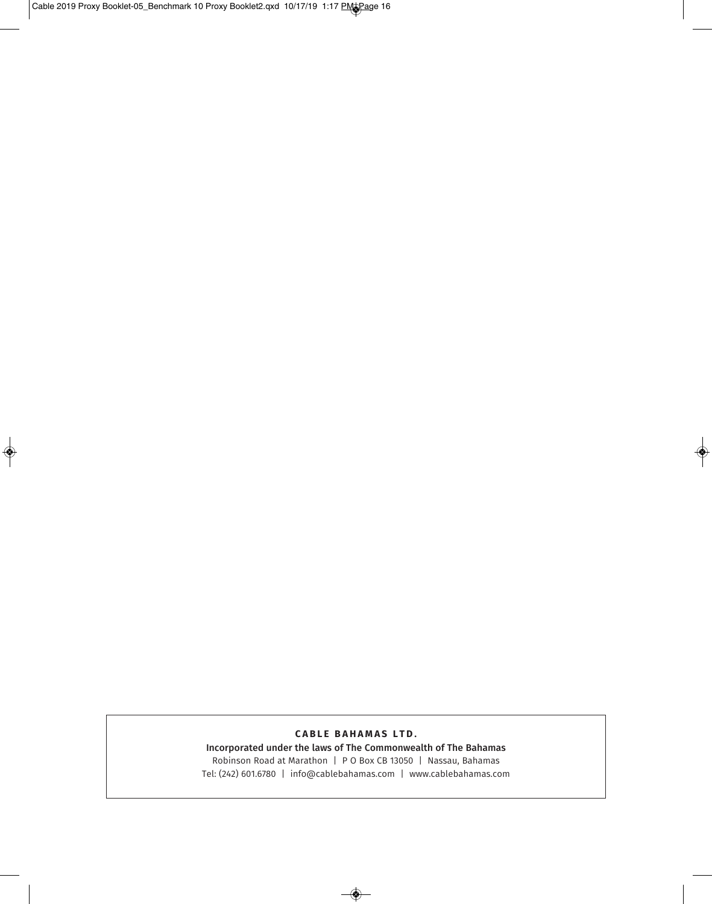**CABLE BAHAMAS LTD.**

**Incorporated under the laws of The Commonwealth of The Bahamas**

Robinson Road at Marathon | P O Box CB 13050 | Nassau, Bahamas

Tel: (242) 601.6780 | info@cablebahamas.com | www.cablebahamas.com